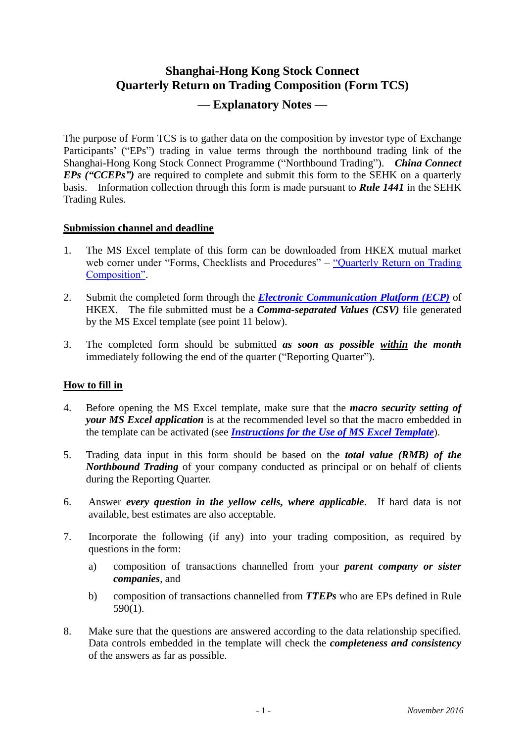# Shanghai-Hong Kong Stock Connect
# Quarterly Return on Trading Composition (Form TCS)

## — Explanatory Notes —

The purpose of Form TCS is to gather data on the composition by investor type of Exchange Participants' ("EPs") trading in value terms through the northbound trading link of the Shanghai-Hong Kong Stock Connect Programme ("Northbound Trading"). ***China Connect EPs ("CCEPs")*** are required to complete and submit this form to the SEHK on a quarterly basis. Information collection through this form is made pursuant to ***Rule 1441*** in the SEHK Trading Rules.

### Submission channel and deadline

1. The MS Excel template of this form can be downloaded from HKEX mutual market web corner under "Forms, Checklists and Procedures" – "Quarterly Return on Trading Composition".

2. Submit the completed form through the ***Electronic Communication Platform (ECP)*** of HKEX. The file submitted must be a ***Comma-separated Values (CSV)*** file generated by the MS Excel template (see point 11 below).

3. The completed form should be submitted ***as soon as possible within the month*** immediately following the end of the quarter ("Reporting Quarter").

### How to fill in

4. Before opening the MS Excel template, make sure that the ***macro security setting of your MS Excel application*** is at the recommended level so that the macro embedded in the template can be activated (see ***Instructions for the Use of MS Excel Template***).

5. Trading data input in this form should be based on the ***total value (RMB) of the Northbound Trading*** of your company conducted as principal or on behalf of clients during the Reporting Quarter.

6. Answer ***every question in the yellow cells, where applicable***. If hard data is not available, best estimates are also acceptable.

7. Incorporate the following (if any) into your trading composition, as required by questions in the form:

   a) composition of transactions channelled from your ***parent company or sister companies***, and

   b) composition of transactions channelled from ***TTEPs*** who are EPs defined in Rule 590(1).

8. Make sure that the questions are answered according to the data relationship specified. Data controls embedded in the template will check the ***completeness and consistency*** of the answers as far as possible.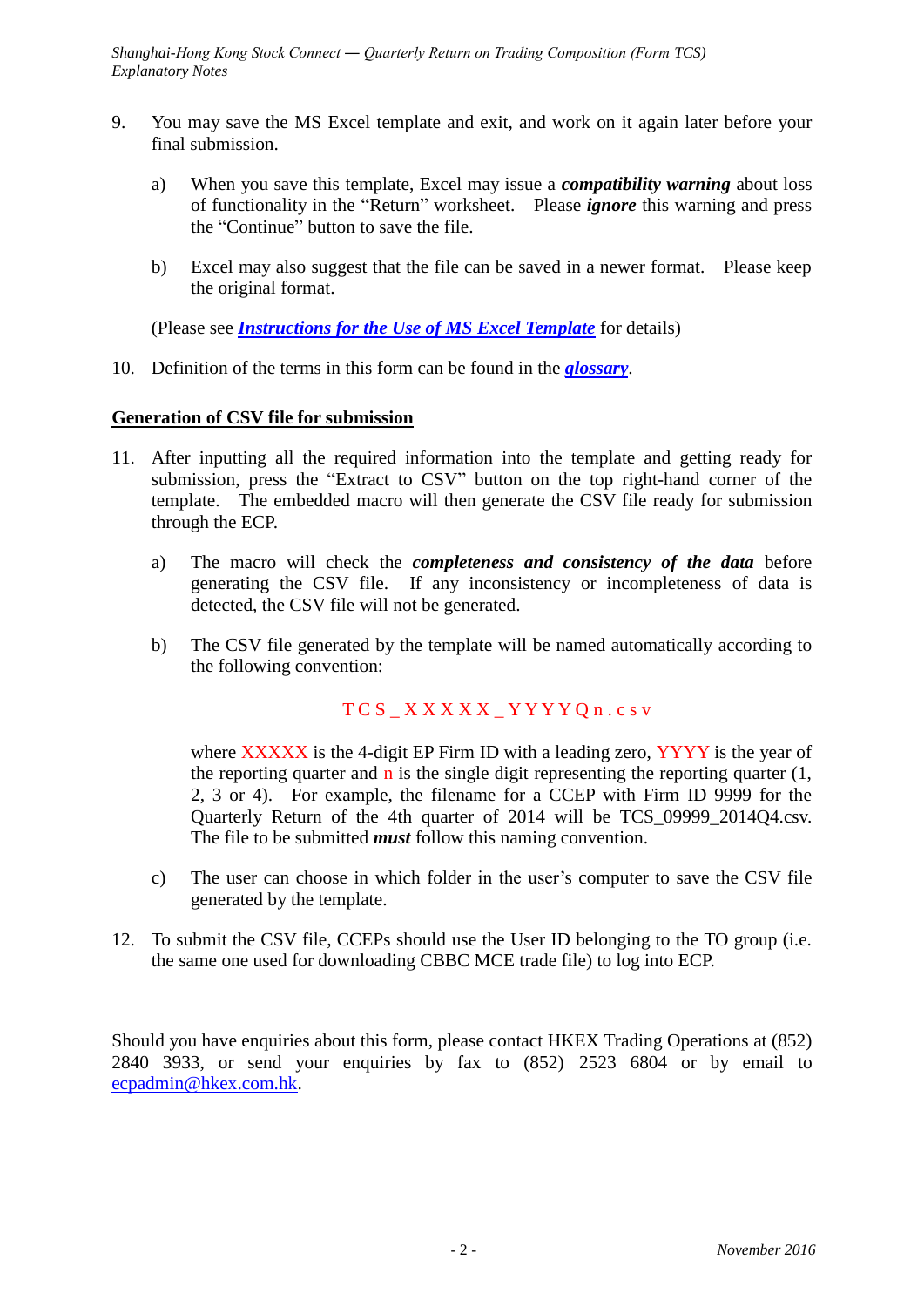9. You may save the MS Excel template and exit, and work on it again later before your final submission.

   a) When you save this template, Excel may issue a ***compatibility warning*** about loss of functionality in the "Return" worksheet. Please ***ignore*** this warning and press the "Continue" button to save the file.

   b) Excel may also suggest that the file can be saved in a newer format. Please keep the original format.

   (Please see ***Instructions for the Use of MS Excel Template*** for details)

10. Definition of the terms in this form can be found in the ***glossary***.

## Generation of CSV file for submission

11. After inputting all the required information into the template and getting ready for submission, press the "Extract to CSV" button on the top right-hand corner of the template. The embedded macro will then generate the CSV file ready for submission through the ECP.

    a) The macro will check the ***completeness and consistency of the data*** before generating the CSV file. If any inconsistency or incompleteness of data is detected, the CSV file will not be generated.

    b) The CSV file generated by the template will be named automatically according to the following convention:

       TCS_XXXXX_YYYYQn.csv

       where XXXXX is the 4-digit EP Firm ID with a leading zero, YYYY is the year of the reporting quarter and n is the single digit representing the reporting quarter (1, 2, 3 or 4). For example, the filename for a CCEP with Firm ID 9999 for the Quarterly Return of the 4th quarter of 2014 will be TCS_09999_2014Q4.csv. The file to be submitted ***must*** follow this naming convention.

    c) The user can choose in which folder in the user's computer to save the CSV file generated by the template.

12. To submit the CSV file, CCEPs should use the User ID belonging to the TO group (i.e. the same one used for downloading CBBC MCE trade file) to log into ECP.

Should you have enquiries about this form, please contact HKEX Trading Operations at (852) 2840 3933, or send your enquiries by fax to (852) 2523 6804 or by email to ecpadmin@hkex.com.hk.